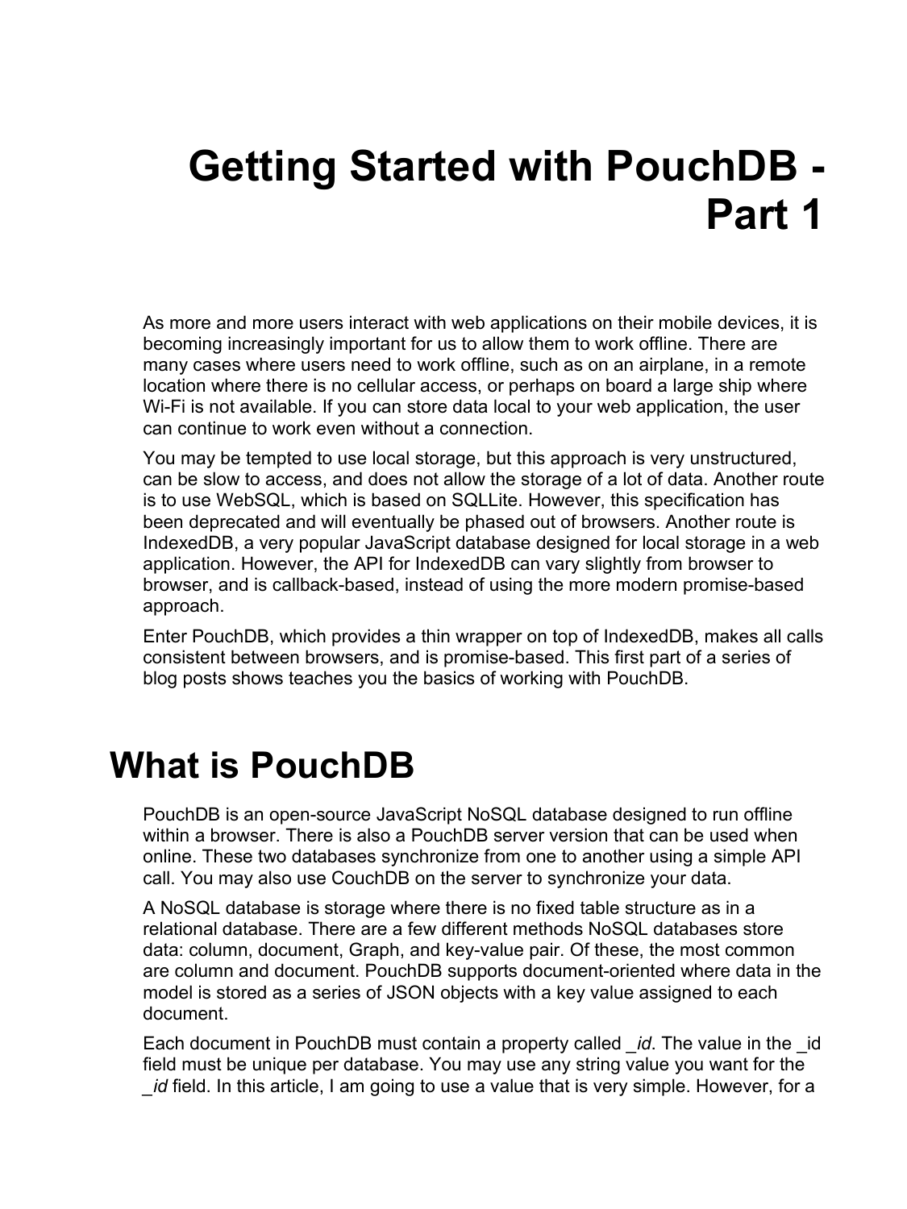# Getting Started with PouchDB - Part 1

As more and more users interact with web applications on their mobile devices, it is becoming increasingly important for us to allow them to work offline. There are many cases where users need to work offline, such as on an airplane, in a remote location where there is no cellular access, or perhaps on board a large ship where Wi-Fi is not available. If you can store data local to your web application, the user can continue to work even without a connection.

You may be tempted to use local storage, but this approach is very unstructured, can be slow to access, and does not allow the storage of a lot of data. Another route is to use WebSQL, which is based on SQLLite. However, this specification has been deprecated and will eventually be phased out of browsers. Another route is IndexedDB, a very popular JavaScript database designed for local storage in a web application. However, the API for IndexedDB can vary slightly from browser to browser, and is callback-based, instead of using the more modern promise-based approach.

Enter PouchDB, which provides a thin wrapper on top of IndexedDB, makes all calls consistent between browsers, and is promise-based. This first part of a series of blog posts shows teaches you the basics of working with PouchDB.

## What is PouchDB

PouchDB is an open-source JavaScript NoSQL database designed to run offline within a browser. There is also a PouchDB server version that can be used when online. These two databases synchronize from one to another using a simple API call. You may also use CouchDB on the server to synchronize your data.

A NoSQL database is storage where there is no fixed table structure as in a relational database. There are a few different methods NoSQL databases store data: column, document, Graph, and key-value pair. Of these, the most common are column and document. PouchDB supports document-oriented where data in the model is stored as a series of JSON objects with a key value assigned to each document.

Each document in PouchDB must contain a property called *_id*. The value in the _id field must be unique per database. You may use any string value you want for the *_id* field. In this article, I am going to use a value that is very simple. However, for a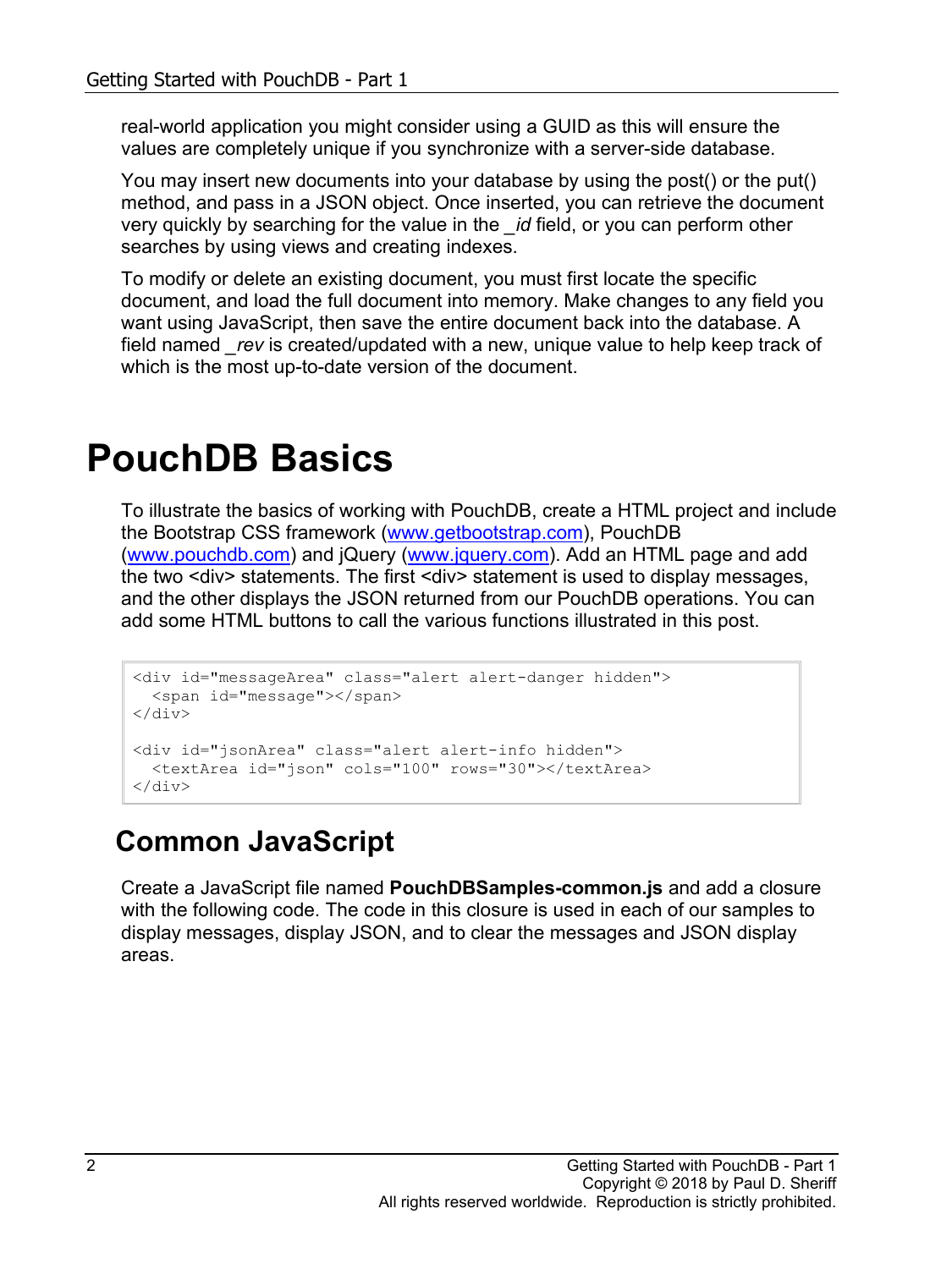real-world application you might consider using a GUID as this will ensure the values are completely unique if you synchronize with a server-side database.

You may insert new documents into your database by using the post() or the put() method, and pass in a JSON object. Once inserted, you can retrieve the document very quickly by searching for the value in the *_id* field, or you can perform other searches by using views and creating indexes.

To modify or delete an existing document, you must first locate the specific document, and load the full document into memory. Make changes to any field you want using JavaScript, then save the entire document back into the database. A field named *_rev* is created/updated with a new, unique value to help keep track of which is the most up-to-date version of the document.

# PouchDB Basics

To illustrate the basics of working with PouchDB, create a HTML project and include the Bootstrap CSS framework (www.getbootstrap.com), PouchDB (www.pouchdb.com) and jQuery (www.jquery.com). Add an HTML page and add the two <div> statements. The first <div> statement is used to display messages, and the other displays the JSON returned from our PouchDB operations. You can add some HTML buttons to call the various functions illustrated in this post.

```
<div id="messageArea" class="alert alert-danger hidden">
  <span id="message"></span>
</div>

<div id="jsonArea" class="alert alert-info hidden">
  <textArea id="json" cols="100" rows="30"></textArea>
</div>
```

## Common JavaScript

Create a JavaScript file named **PouchDBSamples-common.js** and add a closure with the following code. The code in this closure is used in each of our samples to display messages, display JSON, and to clear the messages and JSON display areas.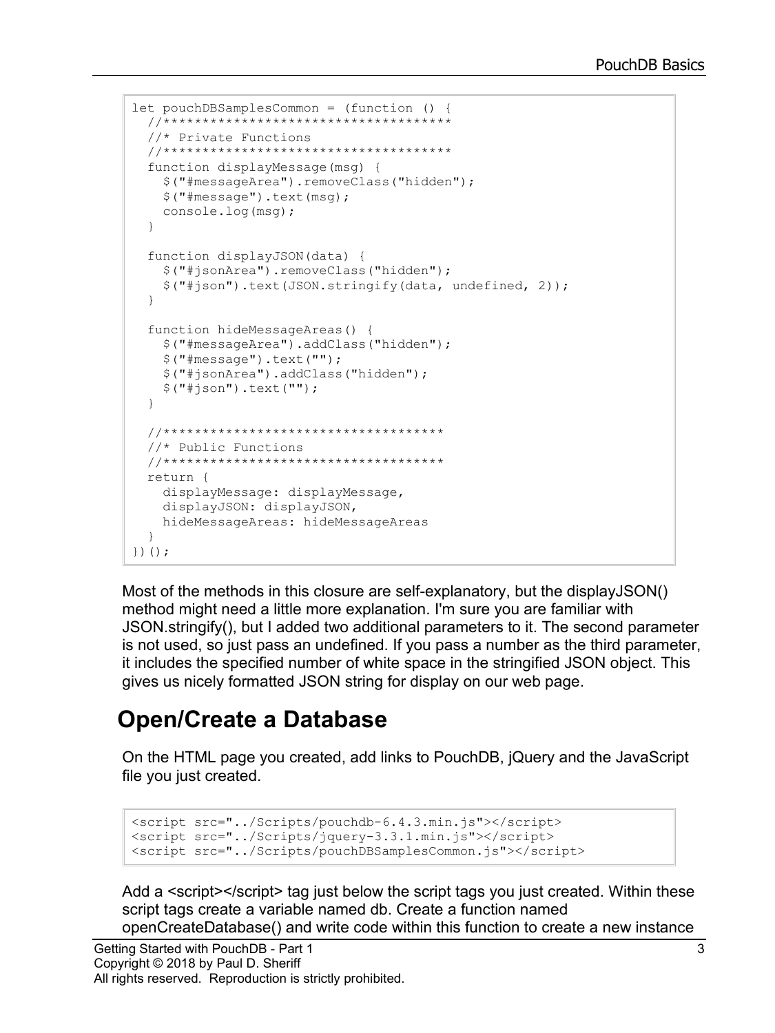```
let pouchDBSamplesCommon = (function () {
  //************************************
  //* Private Functions
  //************************************
  function displayMessage(msg) {
    $("#messageArea").removeClass("hidden");
    $("#message").text(msg);
    console.log(msg);
  }

  function displayJSON(data) {
    $("#jsonArea").removeClass("hidden");
    $("#json").text(JSON.stringify(data, undefined, 2));
  }

  function hideMessageAreas() {
    $("#messageArea").addClass("hidden");
    $("#message").text("");
    $("#jsonArea").addClass("hidden");
    $("#json").text("");
  }

  //************************************
  //* Public Functions
  //************************************
  return {
    displayMessage: displayMessage,
    displayJSON: displayJSON,
    hideMessageAreas: hideMessageAreas
  }
})();
```

Most of the methods in this closure are self-explanatory, but the displayJSON() method might need a little more explanation. I'm sure you are familiar with JSON.stringify(), but I added two additional parameters to it. The second parameter is not used, so just pass an undefined. If you pass a number as the third parameter, it includes the specified number of white space in the stringified JSON object. This gives us nicely formatted JSON string for display on our web page.

## Open/Create a Database

On the HTML page you created, add links to PouchDB, jQuery and the JavaScript file you just created.

```
<script src="../Scripts/pouchdb-6.4.3.min.js"></script>
<script src="../Scripts/jquery-3.3.1.min.js"></script>
<script src="../Scripts/pouchDBSamplesCommon.js"></script>
```

Add a <script></script> tag just below the script tags you just created. Within these script tags create a variable named db. Create a function named openCreateDatabase() and write code within this function to create a new instance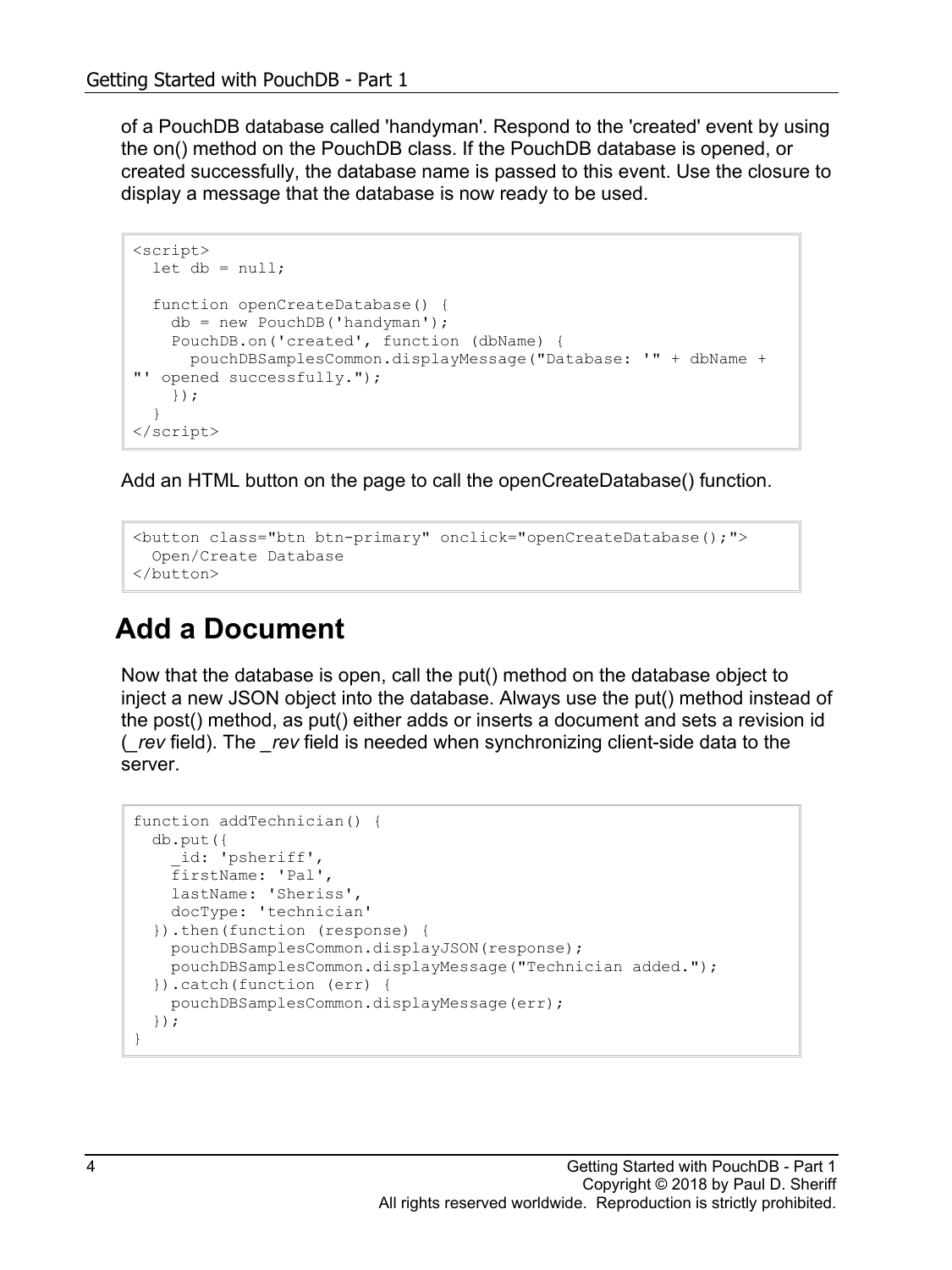of a PouchDB database called 'handyman'. Respond to the 'created' event by using the on() method on the PouchDB class. If the PouchDB database is opened, or created successfully, the database name is passed to this event. Use the closure to display a message that the database is now ready to be used.

```
<script>
  let db = null;

  function openCreateDatabase() {
    db = new PouchDB('handyman');
    PouchDB.on('created', function (dbName) {
      pouchDBSamplesCommon.displayMessage("Database: '" + dbName + 
"' opened successfully.");
    });
  }
</script>
```

Add an HTML button on the page to call the openCreateDatabase() function.

```
<button class="btn btn-primary" onclick="openCreateDatabase();">
  Open/Create Database
</button>
```

# Add a Document

Now that the database is open, call the put() method on the database object to inject a new JSON object into the database. Always use the put() method instead of the post() method, as put() either adds or inserts a document and sets a revision id (*_rev* field). The *_rev* field is needed when synchronizing client-side data to the server.

```
function addTechnician() {
  db.put({
    _id: 'psheriff',
    firstName: 'Pal',
    lastName: 'Sheriss',
    docType: 'technician'
  }).then(function (response) {
    pouchDBSamplesCommon.displayJSON(response);
    pouchDBSamplesCommon.displayMessage("Technician added.");
  }).catch(function (err) {
    pouchDBSamplesCommon.displayMessage(err);
  });
}
```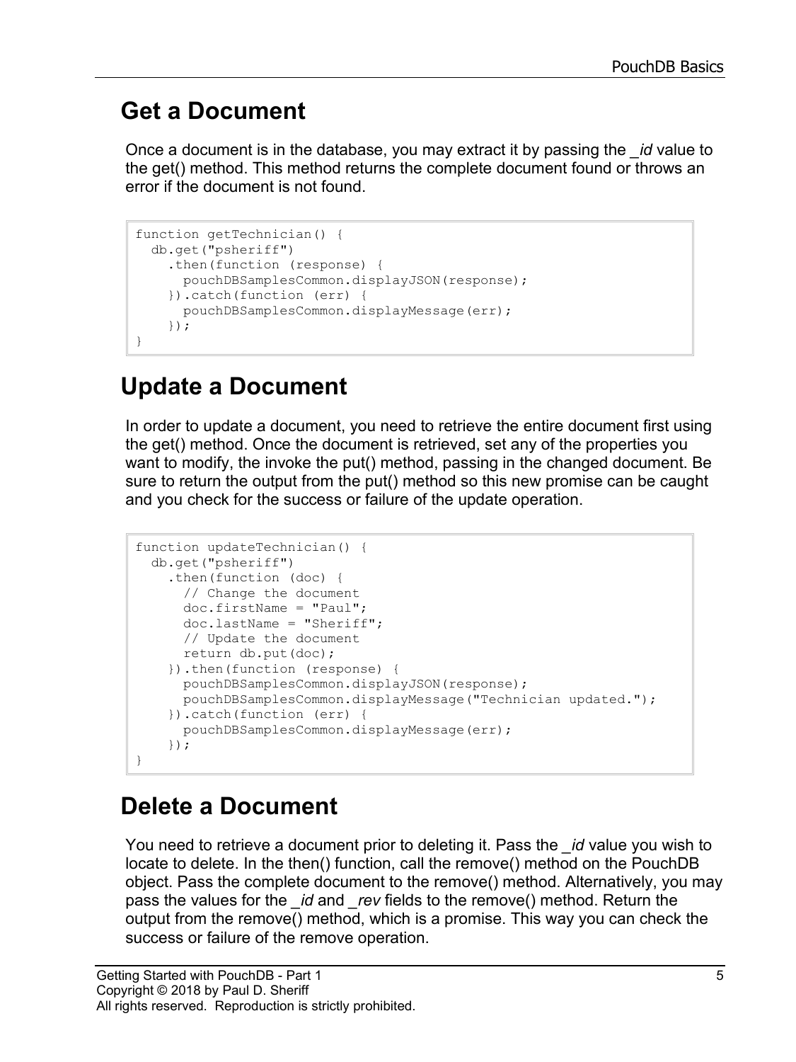## Get a Document

Once a document is in the database, you may extract it by passing the *_id* value to the get() method. This method returns the complete document found or throws an error if the document is not found.

```
function getTechnician() {
  db.get("psheriff")
    .then(function (response) {
      pouchDBSamplesCommon.displayJSON(response);
    }).catch(function (err) {
      pouchDBSamplesCommon.displayMessage(err);
    });
}
```

## Update a Document

In order to update a document, you need to retrieve the entire document first using the get() method. Once the document is retrieved, set any of the properties you want to modify, the invoke the put() method, passing in the changed document. Be sure to return the output from the put() method so this new promise can be caught and you check for the success or failure of the update operation.

```
function updateTechnician() {
  db.get("psheriff")
    .then(function (doc) {
      // Change the document
      doc.firstName = "Paul";
      doc.lastName = "Sheriff";
      // Update the document
      return db.put(doc);
    }).then(function (response) {
      pouchDBSamplesCommon.displayJSON(response);
      pouchDBSamplesCommon.displayMessage("Technician updated.");
    }).catch(function (err) {
      pouchDBSamplesCommon.displayMessage(err);
    });
}
```

## Delete a Document

You need to retrieve a document prior to deleting it. Pass the *_id* value you wish to locate to delete. In the then() function, call the remove() method on the PouchDB object. Pass the complete document to the remove() method. Alternatively, you may pass the values for the *_id* and *_rev* fields to the remove() method. Return the output from the remove() method, which is a promise. This way you can check the success or failure of the remove operation.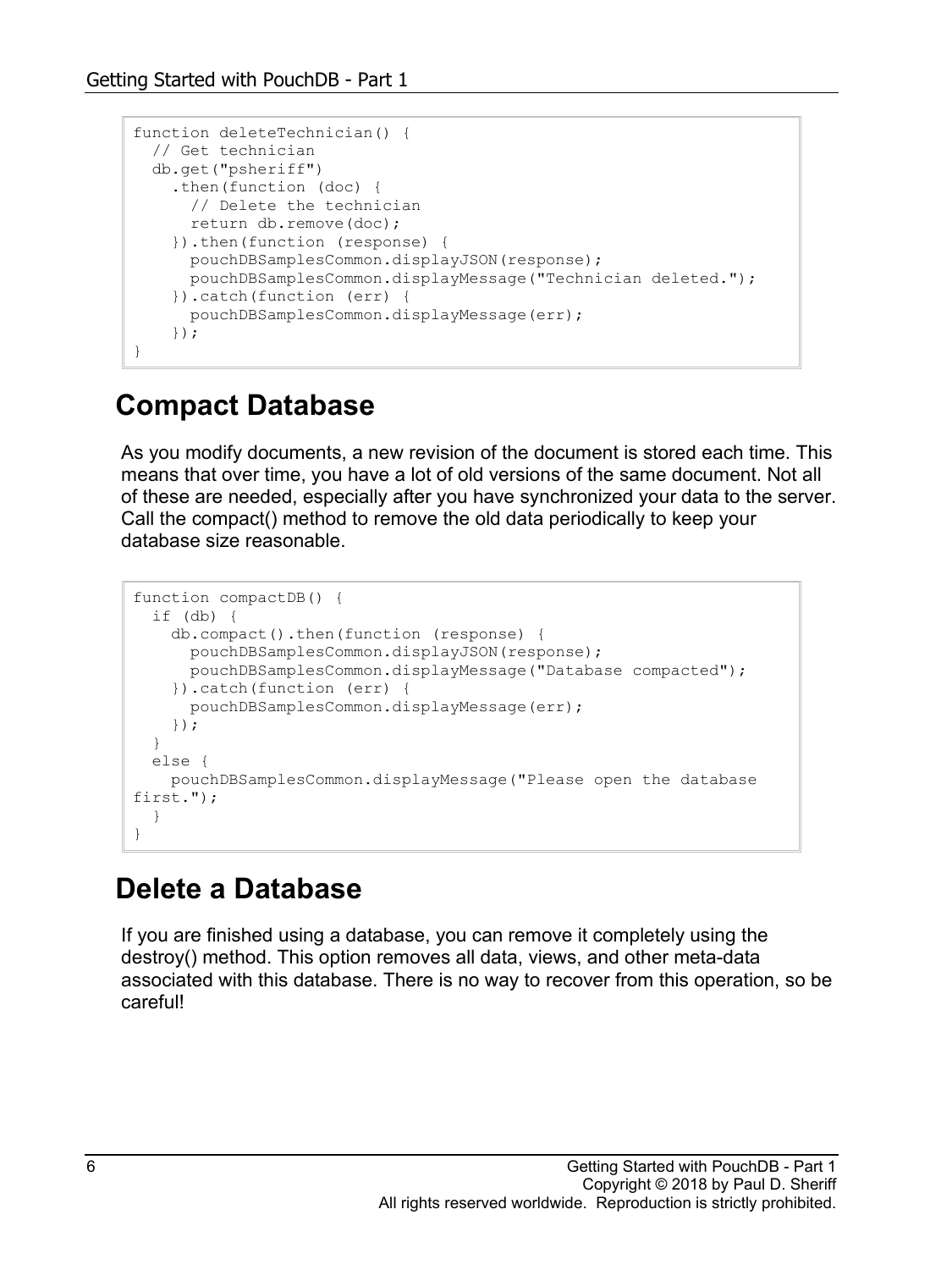```
function deleteTechnician() {
  // Get technician
  db.get("psheriff")
    .then(function (doc) {
      // Delete the technician
      return db.remove(doc);
    }).then(function (response) {
      pouchDBSamplesCommon.displayJSON(response);
      pouchDBSamplesCommon.displayMessage("Technician deleted.");
    }).catch(function (err) {
      pouchDBSamplesCommon.displayMessage(err);
    });
}
```

## Compact Database

As you modify documents, a new revision of the document is stored each time. This means that over time, you have a lot of old versions of the same document. Not all of these are needed, especially after you have synchronized your data to the server. Call the compact() method to remove the old data periodically to keep your database size reasonable.

```
function compactDB() {
  if (db) {
    db.compact().then(function (response) {
      pouchDBSamplesCommon.displayJSON(response);
      pouchDBSamplesCommon.displayMessage("Database compacted");
    }).catch(function (err) {
      pouchDBSamplesCommon.displayMessage(err);
    });
  }
  else {
    pouchDBSamplesCommon.displayMessage("Please open the database 
first.");
  }
}
```

## Delete a Database

If you are finished using a database, you can remove it completely using the destroy() method. This option removes all data, views, and other meta-data associated with this database. There is no way to recover from this operation, so be careful!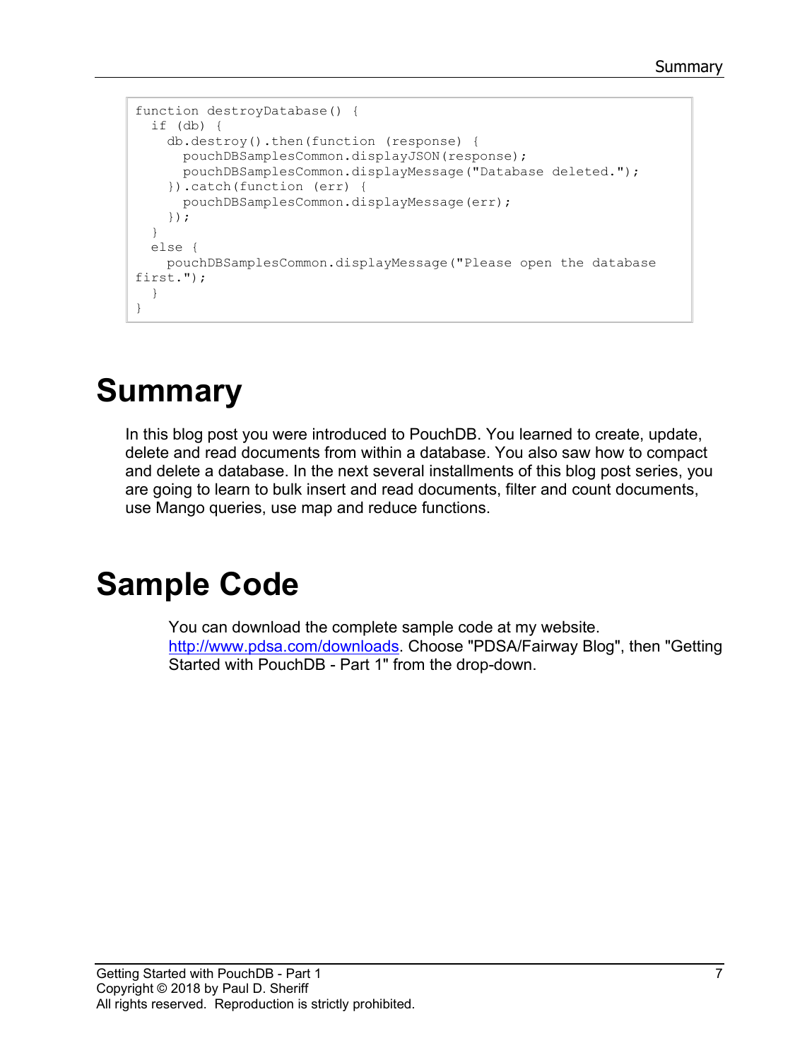```
function destroyDatabase() {
  if (db) {
    db.destroy().then(function (response) {
      pouchDBSamplesCommon.displayJSON(response);
      pouchDBSamplesCommon.displayMessage("Database deleted.");
    }).catch(function (err) {
      pouchDBSamplesCommon.displayMessage(err);
    });
  }
  else {
    pouchDBSamplesCommon.displayMessage("Please open the database 
first.");
  }
}
```

# Summary

In this blog post you were introduced to PouchDB. You learned to create, update, delete and read documents from within a database. You also saw how to compact and delete a database. In the next several installments of this blog post series, you are going to learn to bulk insert and read documents, filter and count documents, use Mango queries, use map and reduce functions.

# Sample Code

You can download the complete sample code at my website. [http://www.pdsa.com/downloads](http://www.pdsa.com/downloads). Choose "PDSA/Fairway Blog", then "Getting Started with PouchDB - Part 1" from the drop-down.